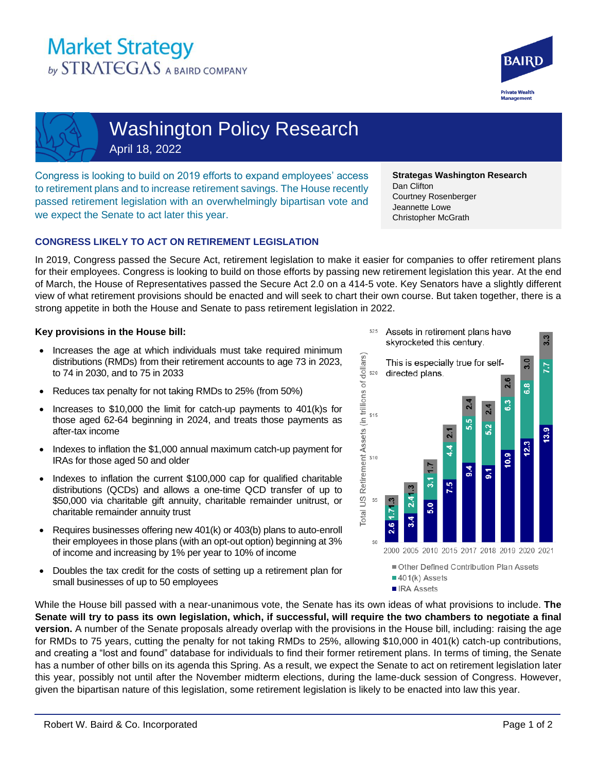# Market Strategy
by STRATEGAS A BAIRD COMPANY

BAIRD Private Wealth Management

# Washington Policy Research

April 18, 2022

Congress is looking to build on 2019 efforts to expand employees' access to retirement plans and to increase retirement savings. The House recently passed retirement legislation with an overwhelmingly bipartisan vote and we expect the Senate to act later this year.

**Strategas Washington Research**
Dan Clifton
Courtney Rosenberger
Jeannette Lowe
Christopher McGrath

## CONGRESS LIKELY TO ACT ON RETIREMENT LEGISLATION

In 2019, Congress passed the Secure Act, retirement legislation to make it easier for companies to offer retirement plans for their employees. Congress is looking to build on those efforts by passing new retirement legislation this year. At the end of March, the House of Representatives passed the Secure Act 2.0 on a 414-5 vote. Key Senators have a slightly different view of what retirement provisions should be enacted and will seek to chart their own course. But taken together, there is a strong appetite in both the House and Senate to pass retirement legislation in 2022.

### Key provisions in the House bill:

- Increases the age at which individuals must take required minimum distributions (RMDs) from their retirement accounts to age 73 in 2023, to 74 in 2030, and to 75 in 2033
- Reduces tax penalty for not taking RMDs to 25% (from 50%)
- Increases to $10,000 the limit for catch-up payments to 401(k)s for those aged 62-64 beginning in 2024, and treats those payments as after-tax income
- Indexes to inflation the $1,000 annual maximum catch-up payment for IRAs for those aged 50 and older
- Indexes to inflation the current $100,000 cap for qualified charitable distributions (QCDs) and allows a one-time QCD transfer of up to $50,000 via charitable gift annuity, charitable remainder unitrust, or charitable remainder annuity trust
- Requires businesses offering new 401(k) or 403(b) plans to auto-enroll their employees in those plans (with an opt-out option) beginning at 3% of income and increasing by 1% per year to 10% of income
- Doubles the tax credit for the costs of setting up a retirement plan for small businesses of up to 50 employees

Assets in retirement plans have skyrocketed this century.

This is especially true for self-directed plans.

Total US Retirement Assets (in trillions of dollars)

| Year | IRA Assets | 401(k) Assets | Other Defined Contribution Plan Assets |
|---|---|---|---|
| 2000 | 2.6 | 1.7 | 1.3 |
| 2005 | 3.4 | 2.4 | 1.3 |
| 2010 | 5.0 | 3.1 | 1.7 |
| 2015 | 7.5 | 4.4 | 2.1 |
| 2017 | 9.4 | 5.5 | 2.4 |
| 2018 | 9.1 | 5.2 | 2.4 |
| 2019 | 10.9 | 6.3 | 2.6 |
| 2020 | 12.3 | 6.8 | 3.0 |
| 2021 | 13.9 | 7.7 | 3.3 |

While the House bill passed with a near-unanimous vote, the Senate has its own ideas of what provisions to include. **The Senate will try to pass its own legislation, which, if successful, will require the two chambers to negotiate a final version.** A number of the Senate proposals already overlap with the provisions in the House bill, including: raising the age for RMDs to 75 years, cutting the penalty for not taking RMDs to 25%, allowing $10,000 in 401(k) catch-up contributions, and creating a "lost and found" database for individuals to find their former retirement plans. In terms of timing, the Senate has a number of other bills on its agenda this Spring. As a result, we expect the Senate to act on retirement legislation later this year, possibly not until after the November midterm elections, during the lame-duck session of Congress. However, given the bipartisan nature of this legislation, some retirement legislation is likely to be enacted into law this year.

Robert W. Baird & Co. Incorporated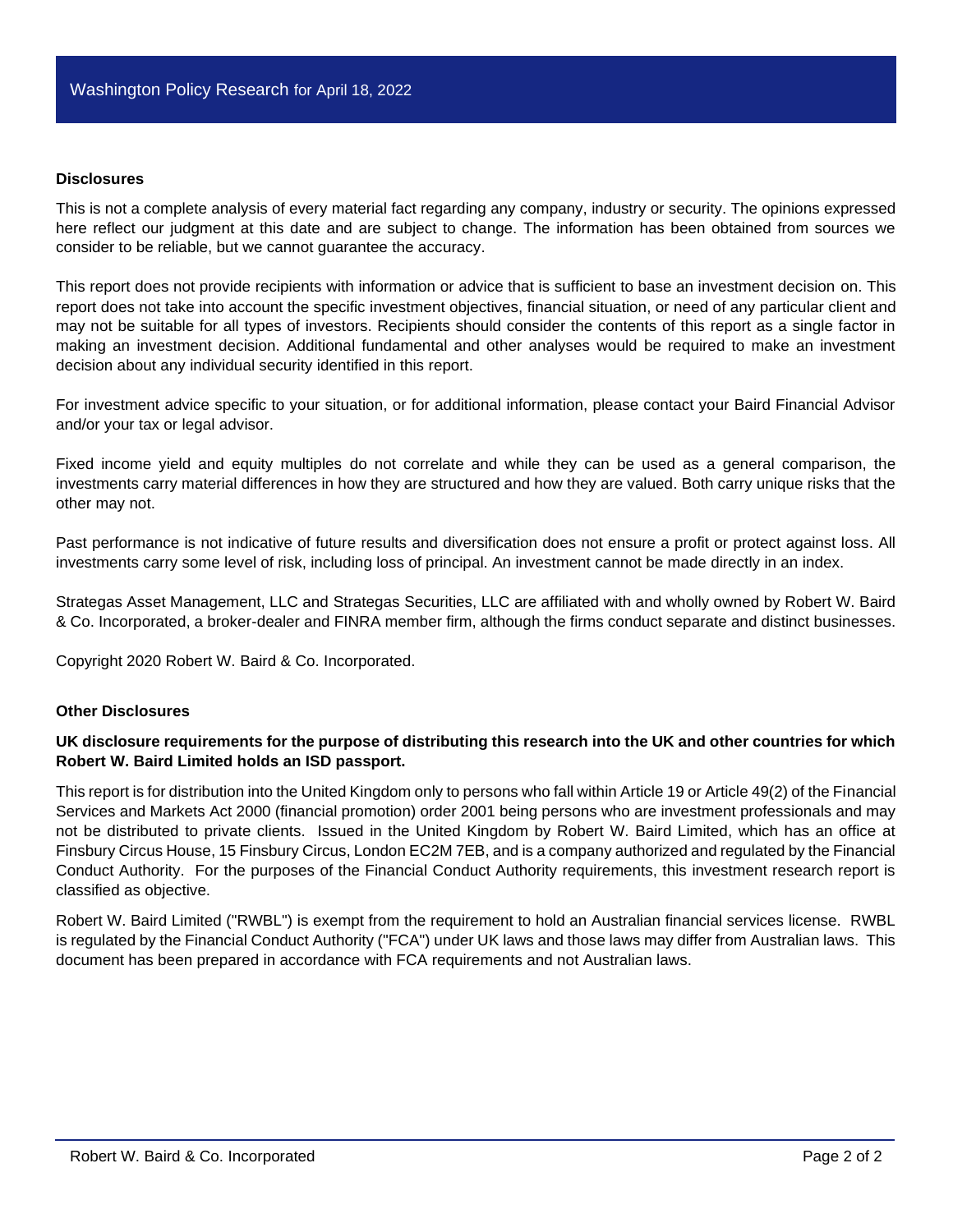**Disclosures**

This is not a complete analysis of every material fact regarding any company, industry or security. The opinions expressed here reflect our judgment at this date and are subject to change. The information has been obtained from sources we consider to be reliable, but we cannot guarantee the accuracy.

This report does not provide recipients with information or advice that is sufficient to base an investment decision on. This report does not take into account the specific investment objectives, financial situation, or need of any particular client and may not be suitable for all types of investors. Recipients should consider the contents of this report as a single factor in making an investment decision. Additional fundamental and other analyses would be required to make an investment decision about any individual security identified in this report.

For investment advice specific to your situation, or for additional information, please contact your Baird Financial Advisor and/or your tax or legal advisor.

Fixed income yield and equity multiples do not correlate and while they can be used as a general comparison, the investments carry material differences in how they are structured and how they are valued. Both carry unique risks that the other may not.

Past performance is not indicative of future results and diversification does not ensure a profit or protect against loss. All investments carry some level of risk, including loss of principal. An investment cannot be made directly in an index.

Strategas Asset Management, LLC and Strategas Securities, LLC are affiliated with and wholly owned by Robert W. Baird & Co. Incorporated, a broker-dealer and FINRA member firm, although the firms conduct separate and distinct businesses.

Copyright 2020 Robert W. Baird & Co. Incorporated.

**Other Disclosures**

**UK disclosure requirements for the purpose of distributing this research into the UK and other countries for which Robert W. Baird Limited holds an ISD passport.**

This report is for distribution into the United Kingdom only to persons who fall within Article 19 or Article 49(2) of the Financial Services and Markets Act 2000 (financial promotion) order 2001 being persons who are investment professionals and may not be distributed to private clients. Issued in the United Kingdom by Robert W. Baird Limited, which has an office at Finsbury Circus House, 15 Finsbury Circus, London EC2M 7EB, and is a company authorized and regulated by the Financial Conduct Authority. For the purposes of the Financial Conduct Authority requirements, this investment research report is classified as objective.

Robert W. Baird Limited ("RWBL") is exempt from the requirement to hold an Australian financial services license. RWBL is regulated by the Financial Conduct Authority ("FCA") under UK laws and those laws may differ from Australian laws. This document has been prepared in accordance with FCA requirements and not Australian laws.